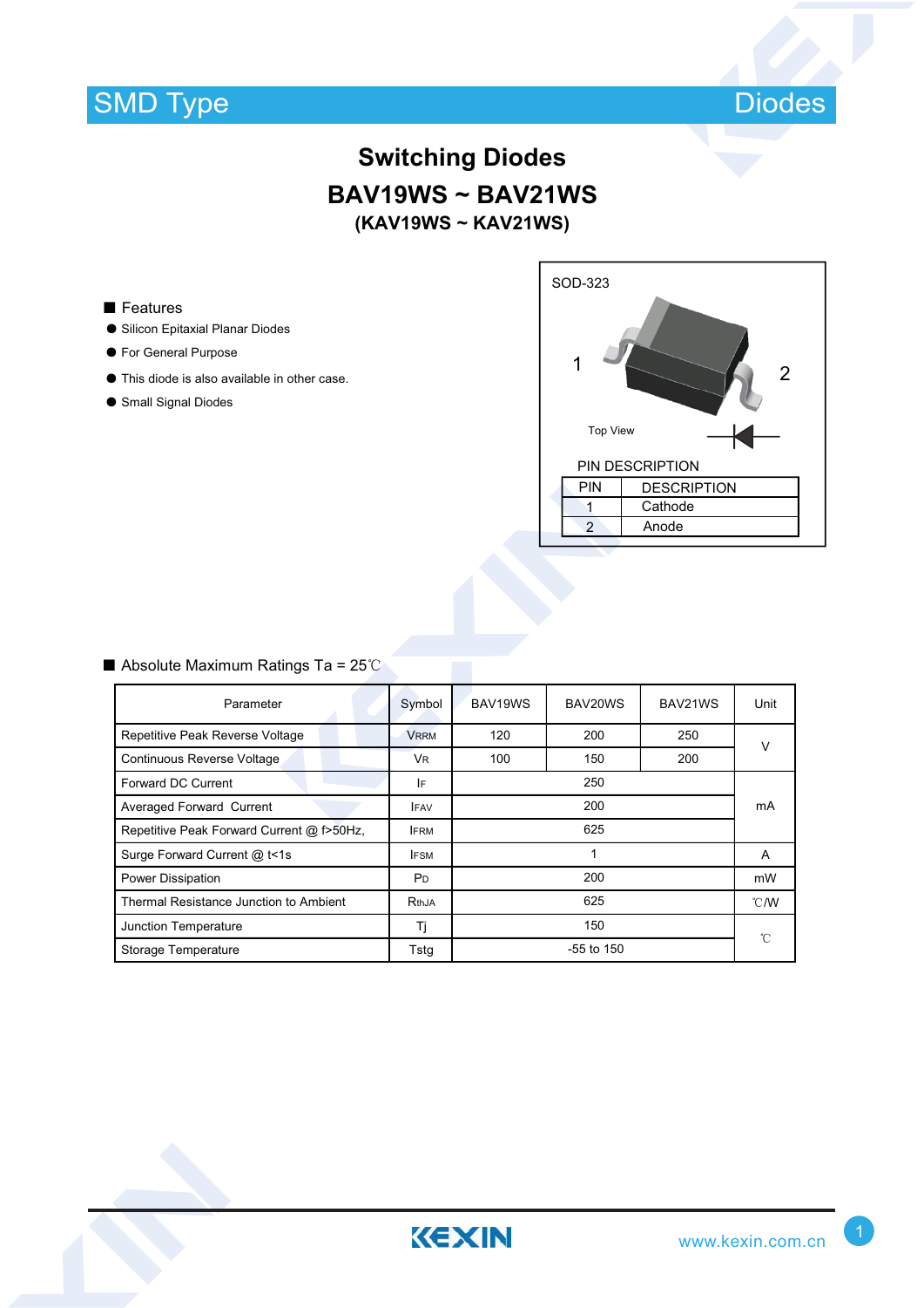SMD Type Diodes

# Switching Diodes

## BAV19WS ~ BAV21WS

### (KAV19WS ~ KAV21WS)

SOD-323

1 2

Top View

PIN DESCRIPTION

| PIN | DESCRIPTION |
|---|---|
| 1 | Cathode |
| 2 | Anode |

■ Features

- Silicon Epitaxial Planar Diodes
- For General Purpose
- This diode is also available in other case.
- Small Signal Diodes

■ Absolute Maximum Ratings Ta = 25℃

| Parameter | Symbol | BAV19WS | BAV20WS | BAV21WS | Unit |
|---|---|---|---|---|---|
| Repetitive Peak Reverse Voltage | $V_{RRM}$ | 120 | 200 | 250 | V |
| Continuous Reverse Voltage | $V_R$ | 100 | 150 | 200 | V |
| Forward DC Current | $I_F$ | 250 | | | mA |
| Averaged Forward Current | $I_{FAV}$ | 200 | | | mA |
| Repetitive Peak Forward Current @ f>50Hz, | $I_{FRM}$ | 625 | | | mA |
| Surge Forward Current @ t<1s | $I_{FSM}$ | 1 | | | A |
| Power Dissipation | $P_D$ | 200 | | | mW |
| Thermal Resistance Junction to Ambient | $R_{thJA}$ | 625 | | | ℃/W |
| Junction Temperature | Tj | 150 | | | ℃ |
| Storage Temperature | Tstg | -55 to 150 | | | ℃ |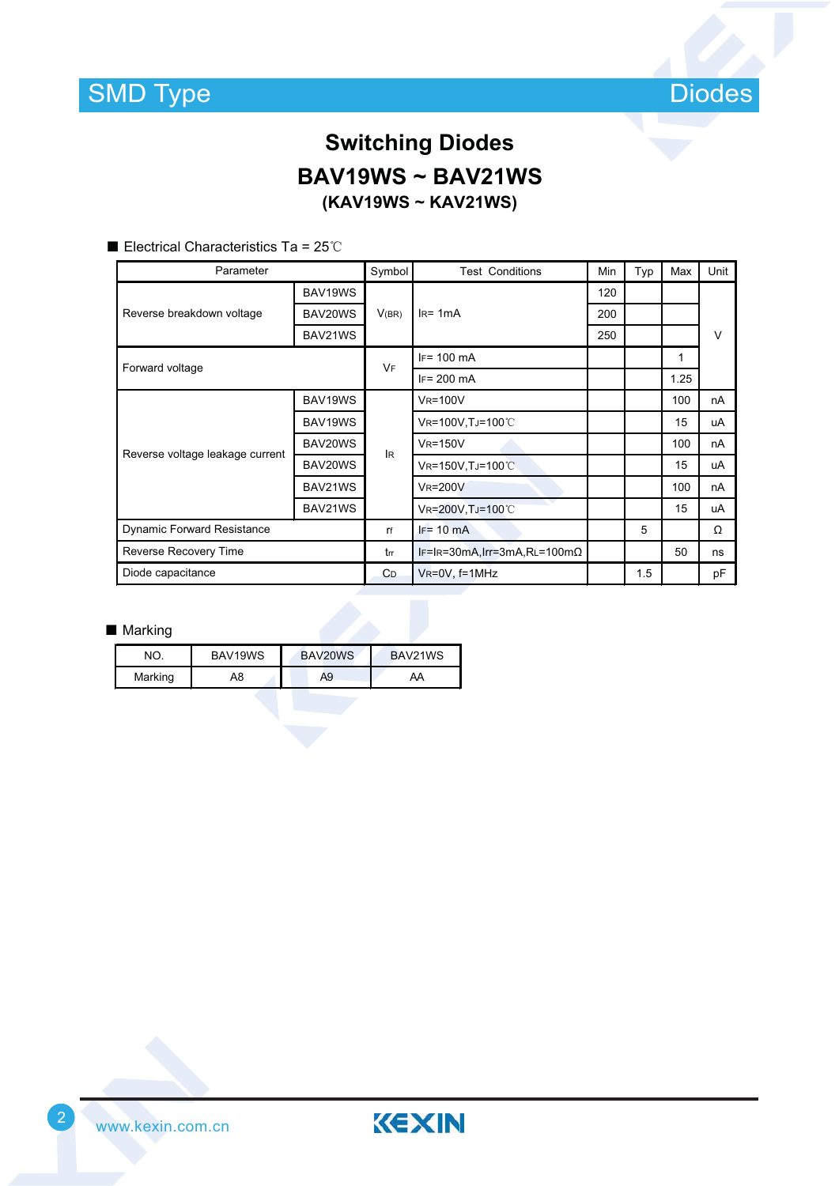# Switching Diodes

## BAV19WS ~ BAV21WS

### (KAV19WS ~ KAV21WS)

■ Electrical Characteristics Ta = 25℃

| Parameter | | Symbol | Test Conditions | Min | Typ | Max | Unit |
|---|---|---|---|---|---|---|---|
| Reverse breakdown voltage | BAV19WS | $V_{(BR)}$ | $I_R$= 1mA | 120 | | | V |
| | BAV20WS | | | 200 | | | |
| | BAV21WS | | | 250 | | | |
| Forward voltage | | $V_F$ | $I_F$= 100 mA | | | 1 | |
| | | | $I_F$= 200 mA | | | 1.25 | |
| Reverse voltage leakage current | BAV19WS | $I_R$ | $V_R$=100V | | | 100 | nA |
| | BAV19WS | | $V_R$=100V,$T_J$=100℃ | | | 15 | uA |
| | BAV20WS | | $V_R$=150V | | | 100 | nA |
| | BAV20WS | | $V_R$=150V,$T_J$=100℃ | | | 15 | uA |
| | BAV21WS | | $V_R$=200V | | | 100 | nA |
| | BAV21WS | | $V_R$=200V,$T_J$=100℃ | | | 15 | uA |
| Dynamic Forward Resistance | | $r_f$ | $I_F$= 10 mA | | 5 | | Ω |
| Reverse Recovery Time | | $t_{rr}$ | $I_F$=$I_R$=30mA,Irr=3mA,$R_L$=100mΩ | | | 50 | ns |
| Diode capacitance | | $C_D$ | $V_R$=0V, f=1MHz | | 1.5 | | pF |

■ Marking

| NO. | BAV19WS | BAV20WS | BAV21WS |
|---|---|---|---|
| Marking | A8 | A9 | AA |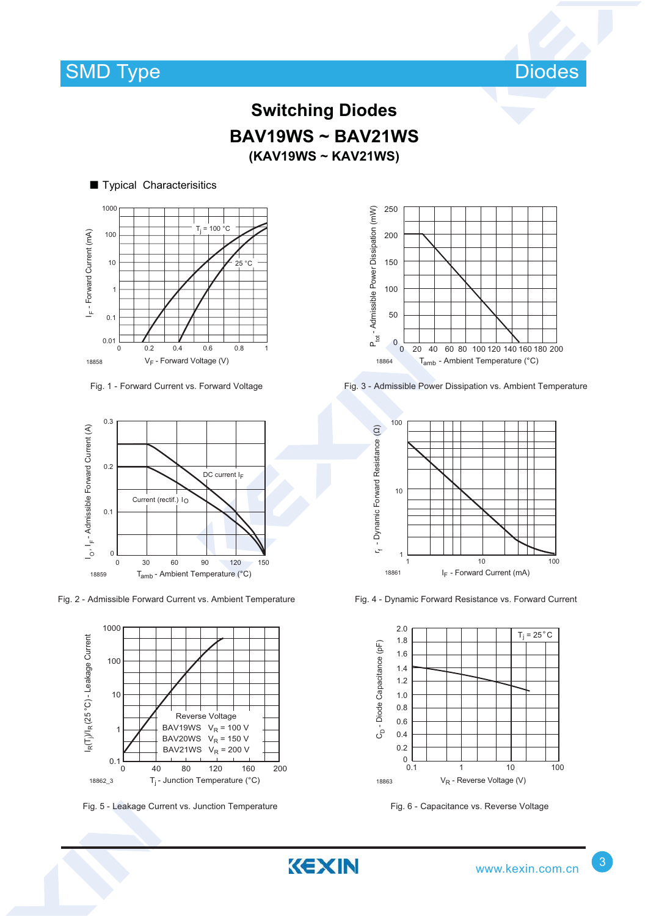## Switching Diodes

## BAV19WS ~ BAV21WS

### (KAV19WS ~ KAV21WS)

■ Typical Characterisitics

Fig. 1 - Forward Current vs. Forward Voltage

Fig. 3 - Admissible Power Dissipation vs. Ambient Temperature

Fig. 2 - Admissible Forward Current vs. Ambient Temperature

Fig. 4 - Dynamic Forward Resistance vs. Forward Current

Fig. 5 - Leakage Current vs. Junction Temperature

Fig. 6 - Capacitance vs. Reverse Voltage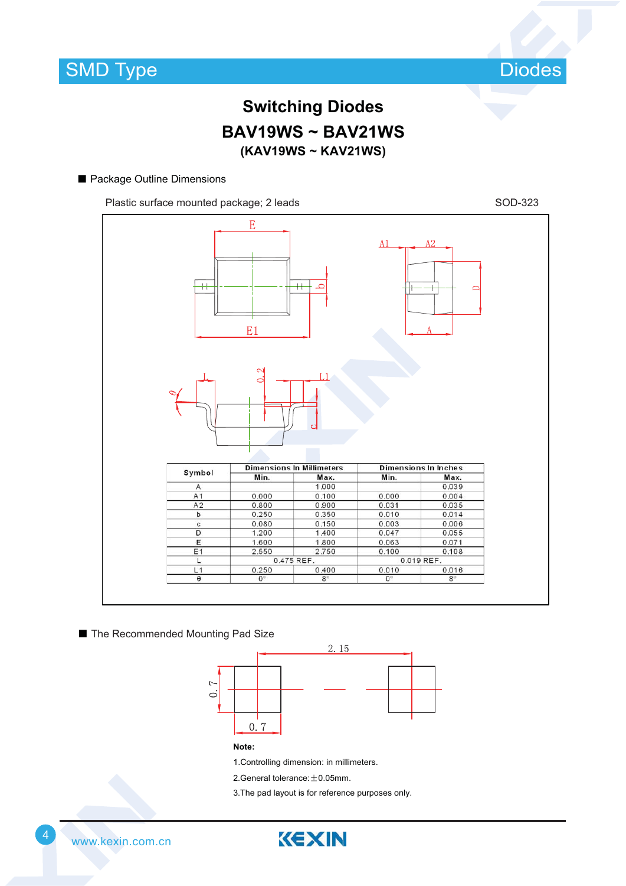# Switching Diodes

## BAV19WS ~ BAV21WS

### (KAV19WS ~ KAV21WS)

■ Package Outline Dimensions

Plastic surface mounted package; 2 leads

SOD-323

E

A1

A2

b

D

E1

A

L

0.2

L1

θ

c

| Symbol | Dimensions In Millimeters | | Dimensions In Inches | |
|---|---|---|---|---|
| | Min. | Max. | Min. | Max. |
| A | | 1.000 | | 0.039 |
| A1 | 0.000 | 0.100 | 0.000 | 0.004 |
| A2 | 0.800 | 0.900 | 0.031 | 0.035 |
| b | 0.250 | 0.350 | 0.010 | 0.014 |
| c | 0.080 | 0.150 | 0.003 | 0.006 |
| D | 1.200 | 1.400 | 0.047 | 0.055 |
| E | 1.600 | 1.800 | 0.063 | 0.071 |
| E1 | 2.550 | 2.750 | 0.100 | 0.108 |
| L | 0.475 REF. | | 0.019 REF. | |
| L1 | 0.250 | 0.400 | 0.010 | 0.016 |
| θ | 0° | 8° | 0° | 8° |

■ The Recommended Mounting Pad Size

2.15

0.7

0.7

**Note:**

1.Controlling dimension: in millimeters.

2.General tolerance: ±0.05mm.

3.The pad layout is for reference purposes only.